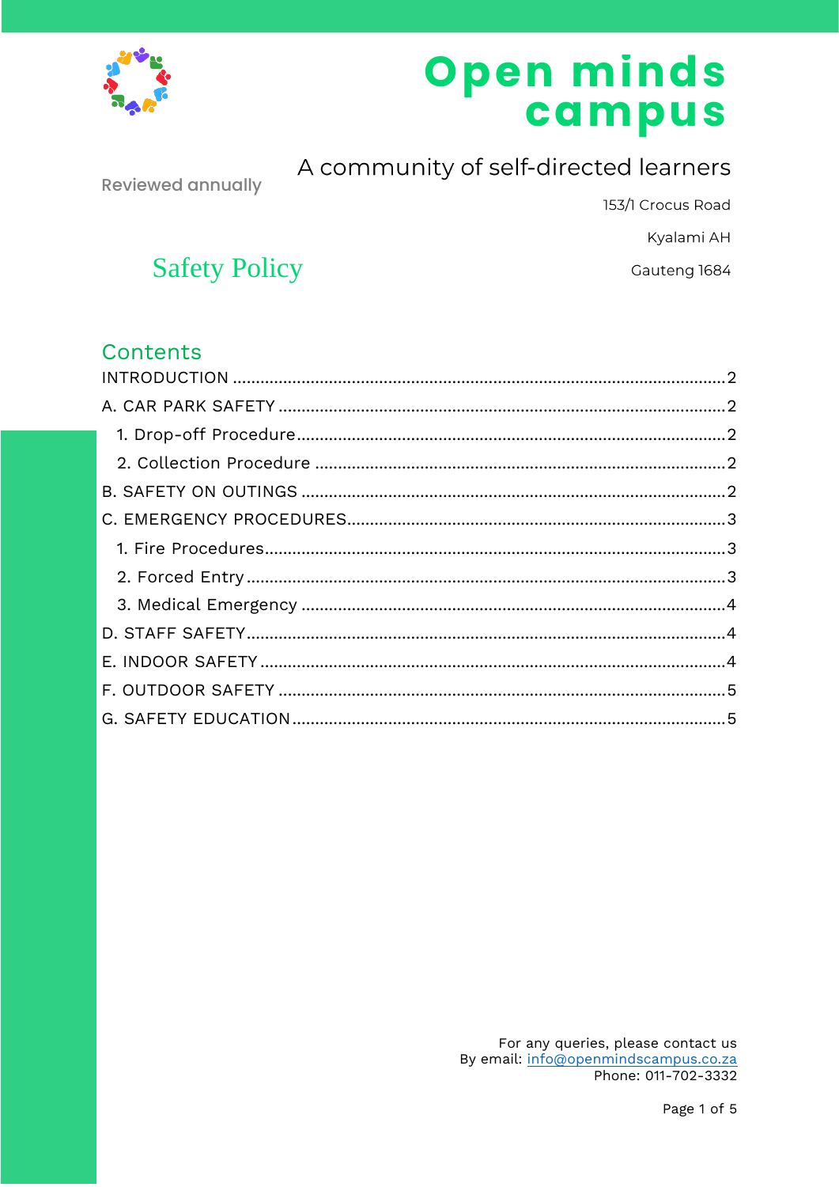# Open minds campus

A community of self-directed learners

Reviewed annually

153/1 Crocus Road

Kyalami AH

Gauteng 1684

## Safety Policy

## Contents

INTRODUCTION .......... 2

A. CAR PARK SAFETY .......... 2

1. Drop-off Procedure .......... 2
2. Collection Procedure .......... 2

B. SAFETY ON OUTINGS .......... 2

C. EMERGENCY PROCEDURES .......... 3

1. Fire Procedures .......... 3
2. Forced Entry .......... 3
3. Medical Emergency .......... 4

D. STAFF SAFETY .......... 4

E. INDOOR SAFETY .......... 4

F. OUTDOOR SAFETY .......... 5

G. SAFETY EDUCATION .......... 5

For any queries, please contact us
By email: info@openmindscampus.co.za
Phone: 011-702-3332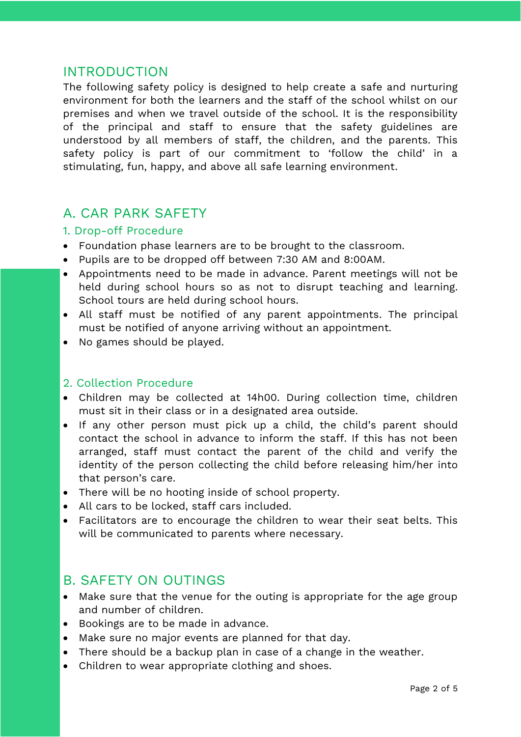## INTRODUCTION

The following safety policy is designed to help create a safe and nurturing environment for both the learners and the staff of the school whilst on our premises and when we travel outside of the school. It is the responsibility of the principal and staff to ensure that the safety guidelines are understood by all members of staff, the children, and the parents. This safety policy is part of our commitment to 'follow the child' in a stimulating, fun, happy, and above all safe learning environment.

## A. CAR PARK SAFETY

### 1. Drop-off Procedure

- Foundation phase learners are to be brought to the classroom.
- Pupils are to be dropped off between 7:30 AM and 8:00AM.
- Appointments need to be made in advance. Parent meetings will not be held during school hours so as not to disrupt teaching and learning. School tours are held during school hours.
- All staff must be notified of any parent appointments. The principal must be notified of anyone arriving without an appointment.
- No games should be played.

### 2. Collection Procedure

- Children may be collected at 14h00. During collection time, children must sit in their class or in a designated area outside.
- If any other person must pick up a child, the child's parent should contact the school in advance to inform the staff. If this has not been arranged, staff must contact the parent of the child and verify the identity of the person collecting the child before releasing him/her into that person's care.
- There will be no hooting inside of school property.
- All cars to be locked, staff cars included.
- Facilitators are to encourage the children to wear their seat belts. This will be communicated to parents where necessary.

## B. SAFETY ON OUTINGS

- Make sure that the venue for the outing is appropriate for the age group and number of children.
- Bookings are to be made in advance.
- Make sure no major events are planned for that day.
- There should be a backup plan in case of a change in the weather.
- Children to wear appropriate clothing and shoes.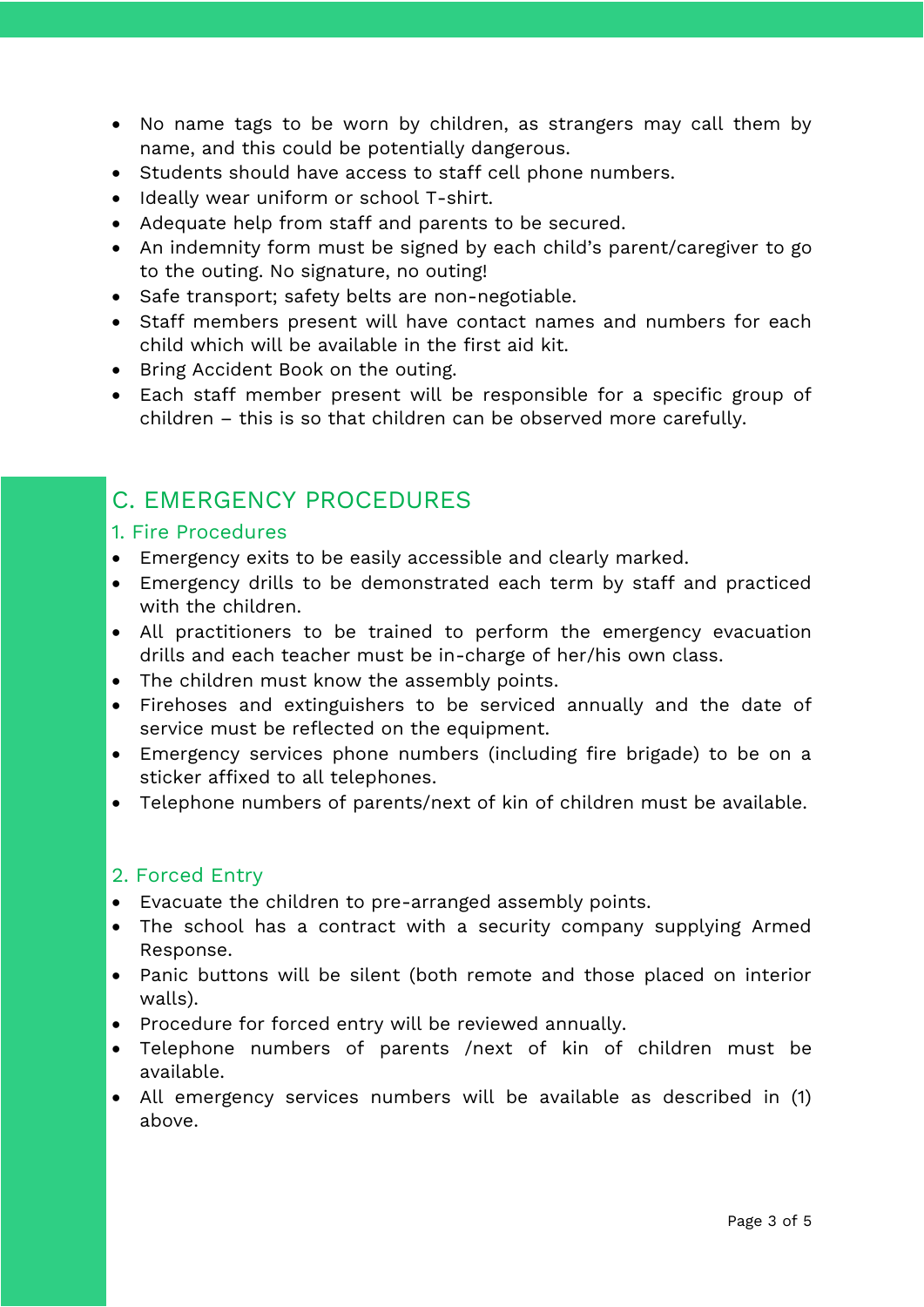- No name tags to be worn by children, as strangers may call them by name, and this could be potentially dangerous.
- Students should have access to staff cell phone numbers.
- Ideally wear uniform or school T-shirt.
- Adequate help from staff and parents to be secured.
- An indemnity form must be signed by each child's parent/caregiver to go to the outing. No signature, no outing!
- Safe transport; safety belts are non-negotiable.
- Staff members present will have contact names and numbers for each child which will be available in the first aid kit.
- Bring Accident Book on the outing.
- Each staff member present will be responsible for a specific group of children – this is so that children can be observed more carefully.

## C. EMERGENCY PROCEDURES

### 1. Fire Procedures

- Emergency exits to be easily accessible and clearly marked.
- Emergency drills to be demonstrated each term by staff and practiced with the children.
- All practitioners to be trained to perform the emergency evacuation drills and each teacher must be in-charge of her/his own class.
- The children must know the assembly points.
- Firehoses and extinguishers to be serviced annually and the date of service must be reflected on the equipment.
- Emergency services phone numbers (including fire brigade) to be on a sticker affixed to all telephones.
- Telephone numbers of parents/next of kin of children must be available.

### 2. Forced Entry

- Evacuate the children to pre-arranged assembly points.
- The school has a contract with a security company supplying Armed Response.
- Panic buttons will be silent (both remote and those placed on interior walls).
- Procedure for forced entry will be reviewed annually.
- Telephone numbers of parents /next of kin of children must be available.
- All emergency services numbers will be available as described in (1) above.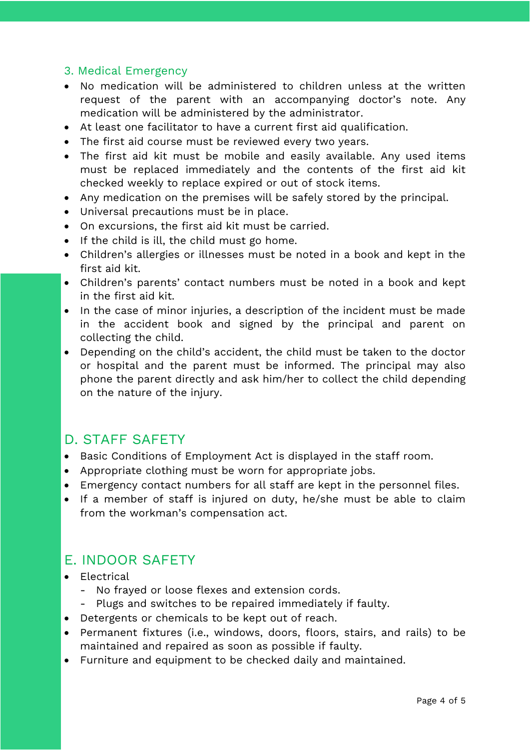### 3. Medical Emergency

- No medication will be administered to children unless at the written request of the parent with an accompanying doctor's note. Any medication will be administered by the administrator.
- At least one facilitator to have a current first aid qualification.
- The first aid course must be reviewed every two years.
- The first aid kit must be mobile and easily available. Any used items must be replaced immediately and the contents of the first aid kit checked weekly to replace expired or out of stock items.
- Any medication on the premises will be safely stored by the principal.
- Universal precautions must be in place.
- On excursions, the first aid kit must be carried.
- If the child is ill, the child must go home.
- Children's allergies or illnesses must be noted in a book and kept in the first aid kit.
- Children's parents' contact numbers must be noted in a book and kept in the first aid kit.
- In the case of minor injuries, a description of the incident must be made in the accident book and signed by the principal and parent on collecting the child.
- Depending on the child's accident, the child must be taken to the doctor or hospital and the parent must be informed. The principal may also phone the parent directly and ask him/her to collect the child depending on the nature of the injury.

## D. STAFF SAFETY

- Basic Conditions of Employment Act is displayed in the staff room.
- Appropriate clothing must be worn for appropriate jobs.
- Emergency contact numbers for all staff are kept in the personnel files.
- If a member of staff is injured on duty, he/she must be able to claim from the workman's compensation act.

## E. INDOOR SAFETY

- Electrical
  - No frayed or loose flexes and extension cords.
  - Plugs and switches to be repaired immediately if faulty.
- Detergents or chemicals to be kept out of reach.
- Permanent fixtures (i.e., windows, doors, floors, stairs, and rails) to be maintained and repaired as soon as possible if faulty.
- Furniture and equipment to be checked daily and maintained.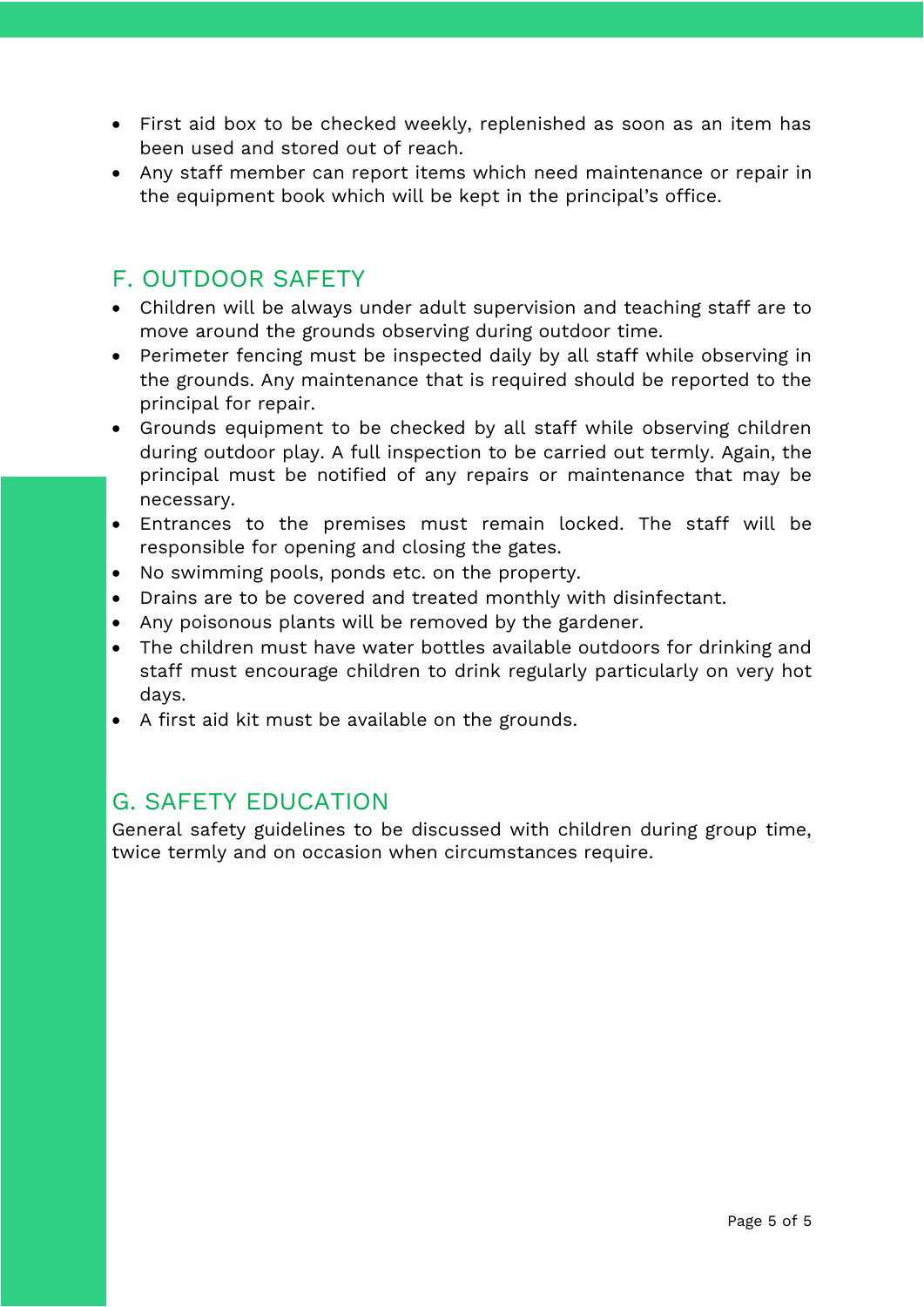- First aid box to be checked weekly, replenished as soon as an item has been used and stored out of reach.
- Any staff member can report items which need maintenance or repair in the equipment book which will be kept in the principal's office.

## F. OUTDOOR SAFETY

- Children will be always under adult supervision and teaching staff are to move around the grounds observing during outdoor time.
- Perimeter fencing must be inspected daily by all staff while observing in the grounds. Any maintenance that is required should be reported to the principal for repair.
- Grounds equipment to be checked by all staff while observing children during outdoor play. A full inspection to be carried out termly. Again, the principal must be notified of any repairs or maintenance that may be necessary.
- Entrances to the premises must remain locked. The staff will be responsible for opening and closing the gates.
- No swimming pools, ponds etc. on the property.
- Drains are to be covered and treated monthly with disinfectant.
- Any poisonous plants will be removed by the gardener.
- The children must have water bottles available outdoors for drinking and staff must encourage children to drink regularly particularly on very hot days.
- A first aid kit must be available on the grounds.

## G. SAFETY EDUCATION

General safety guidelines to be discussed with children during group time, twice termly and on occasion when circumstances require.